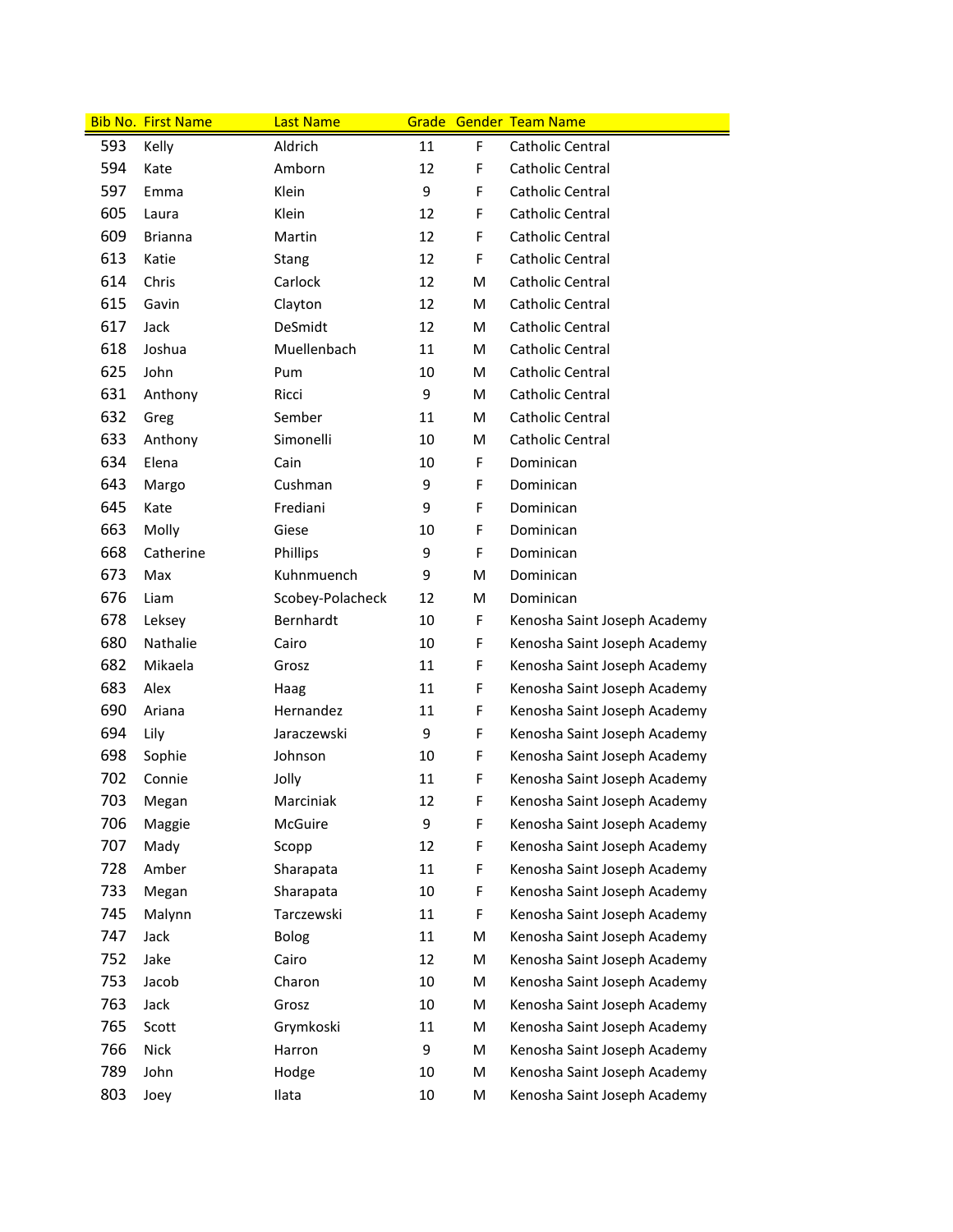| Bib No. | First Name | Last Name | Grade | Gender | Team Name |
|---|---|---|---|---|---|
| 593 | Kelly | Aldrich | 11 | F | Catholic Central |
| 594 | Kate | Amborn | 12 | F | Catholic Central |
| 597 | Emma | Klein | 9 | F | Catholic Central |
| 605 | Laura | Klein | 12 | F | Catholic Central |
| 609 | Brianna | Martin | 12 | F | Catholic Central |
| 613 | Katie | Stang | 12 | F | Catholic Central |
| 614 | Chris | Carlock | 12 | M | Catholic Central |
| 615 | Gavin | Clayton | 12 | M | Catholic Central |
| 617 | Jack | DeSmidt | 12 | M | Catholic Central |
| 618 | Joshua | Muellenbach | 11 | M | Catholic Central |
| 625 | John | Pum | 10 | M | Catholic Central |
| 631 | Anthony | Ricci | 9 | M | Catholic Central |
| 632 | Greg | Sember | 11 | M | Catholic Central |
| 633 | Anthony | Simonelli | 10 | M | Catholic Central |
| 634 | Elena | Cain | 10 | F | Dominican |
| 643 | Margo | Cushman | 9 | F | Dominican |
| 645 | Kate | Frediani | 9 | F | Dominican |
| 663 | Molly | Giese | 10 | F | Dominican |
| 668 | Catherine | Phillips | 9 | F | Dominican |
| 673 | Max | Kuhnmuench | 9 | M | Dominican |
| 676 | Liam | Scobey-Polacheck | 12 | M | Dominican |
| 678 | Leksey | Bernhardt | 10 | F | Kenosha Saint Joseph Academy |
| 680 | Nathalie | Cairo | 10 | F | Kenosha Saint Joseph Academy |
| 682 | Mikaela | Grosz | 11 | F | Kenosha Saint Joseph Academy |
| 683 | Alex | Haag | 11 | F | Kenosha Saint Joseph Academy |
| 690 | Ariana | Hernandez | 11 | F | Kenosha Saint Joseph Academy |
| 694 | Lily | Jaraczewski | 9 | F | Kenosha Saint Joseph Academy |
| 698 | Sophie | Johnson | 10 | F | Kenosha Saint Joseph Academy |
| 702 | Connie | Jolly | 11 | F | Kenosha Saint Joseph Academy |
| 703 | Megan | Marciniak | 12 | F | Kenosha Saint Joseph Academy |
| 706 | Maggie | McGuire | 9 | F | Kenosha Saint Joseph Academy |
| 707 | Mady | Scopp | 12 | F | Kenosha Saint Joseph Academy |
| 728 | Amber | Sharapata | 11 | F | Kenosha Saint Joseph Academy |
| 733 | Megan | Sharapata | 10 | F | Kenosha Saint Joseph Academy |
| 745 | Malynn | Tarczewski | 11 | F | Kenosha Saint Joseph Academy |
| 747 | Jack | Bolog | 11 | M | Kenosha Saint Joseph Academy |
| 752 | Jake | Cairo | 12 | M | Kenosha Saint Joseph Academy |
| 753 | Jacob | Charon | 10 | M | Kenosha Saint Joseph Academy |
| 763 | Jack | Grosz | 10 | M | Kenosha Saint Joseph Academy |
| 765 | Scott | Grymkoski | 11 | M | Kenosha Saint Joseph Academy |
| 766 | Nick | Harron | 9 | M | Kenosha Saint Joseph Academy |
| 789 | John | Hodge | 10 | M | Kenosha Saint Joseph Academy |
| 803 | Joey | Ilata | 10 | M | Kenosha Saint Joseph Academy |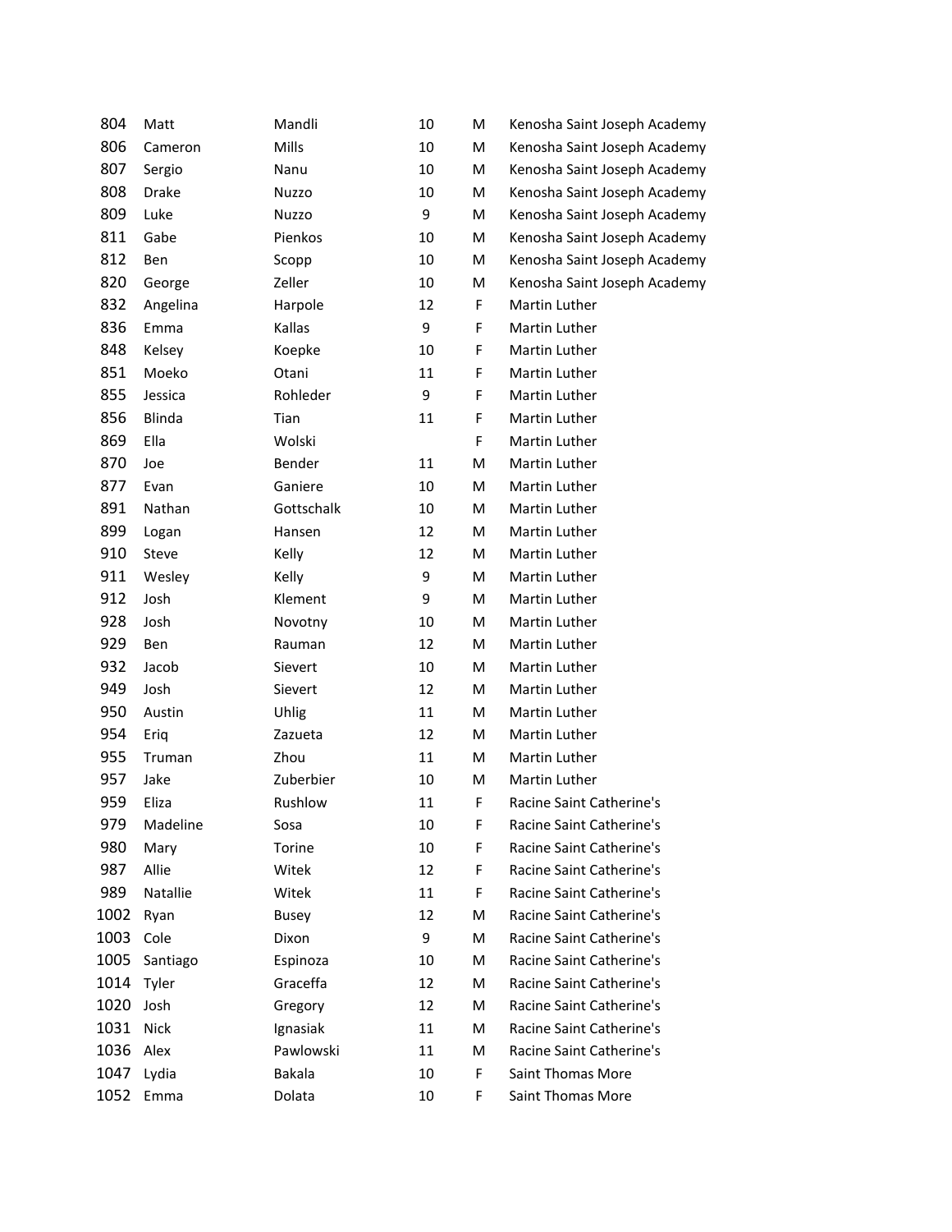| | | | | | |
|---|---|---|---|---|---|
| 804 | Matt | Mandli | 10 | M | Kenosha Saint Joseph Academy |
| 806 | Cameron | Mills | 10 | M | Kenosha Saint Joseph Academy |
| 807 | Sergio | Nanu | 10 | M | Kenosha Saint Joseph Academy |
| 808 | Drake | Nuzzo | 10 | M | Kenosha Saint Joseph Academy |
| 809 | Luke | Nuzzo | 9 | M | Kenosha Saint Joseph Academy |
| 811 | Gabe | Pienkos | 10 | M | Kenosha Saint Joseph Academy |
| 812 | Ben | Scopp | 10 | M | Kenosha Saint Joseph Academy |
| 820 | George | Zeller | 10 | M | Kenosha Saint Joseph Academy |
| 832 | Angelina | Harpole | 12 | F | Martin Luther |
| 836 | Emma | Kallas | 9 | F | Martin Luther |
| 848 | Kelsey | Koepke | 10 | F | Martin Luther |
| 851 | Moeko | Otani | 11 | F | Martin Luther |
| 855 | Jessica | Rohleder | 9 | F | Martin Luther |
| 856 | Blinda | Tian | 11 | F | Martin Luther |
| 869 | Ella | Wolski | | F | Martin Luther |
| 870 | Joe | Bender | 11 | M | Martin Luther |
| 877 | Evan | Ganiere | 10 | M | Martin Luther |
| 891 | Nathan | Gottschalk | 10 | M | Martin Luther |
| 899 | Logan | Hansen | 12 | M | Martin Luther |
| 910 | Steve | Kelly | 12 | M | Martin Luther |
| 911 | Wesley | Kelly | 9 | M | Martin Luther |
| 912 | Josh | Klement | 9 | M | Martin Luther |
| 928 | Josh | Novotny | 10 | M | Martin Luther |
| 929 | Ben | Rauman | 12 | M | Martin Luther |
| 932 | Jacob | Sievert | 10 | M | Martin Luther |
| 949 | Josh | Sievert | 12 | M | Martin Luther |
| 950 | Austin | Uhlig | 11 | M | Martin Luther |
| 954 | Eriq | Zazueta | 12 | M | Martin Luther |
| 955 | Truman | Zhou | 11 | M | Martin Luther |
| 957 | Jake | Zuberbier | 10 | M | Martin Luther |
| 959 | Eliza | Rushlow | 11 | F | Racine Saint Catherine's |
| 979 | Madeline | Sosa | 10 | F | Racine Saint Catherine's |
| 980 | Mary | Torine | 10 | F | Racine Saint Catherine's |
| 987 | Allie | Witek | 12 | F | Racine Saint Catherine's |
| 989 | Natallie | Witek | 11 | F | Racine Saint Catherine's |
| 1002 | Ryan | Busey | 12 | M | Racine Saint Catherine's |
| 1003 | Cole | Dixon | 9 | M | Racine Saint Catherine's |
| 1005 | Santiago | Espinoza | 10 | M | Racine Saint Catherine's |
| 1014 | Tyler | Graceffa | 12 | M | Racine Saint Catherine's |
| 1020 | Josh | Gregory | 12 | M | Racine Saint Catherine's |
| 1031 | Nick | Ignasiak | 11 | M | Racine Saint Catherine's |
| 1036 | Alex | Pawlowski | 11 | M | Racine Saint Catherine's |
| 1047 | Lydia | Bakala | 10 | F | Saint Thomas More |
| 1052 | Emma | Dolata | 10 | F | Saint Thomas More |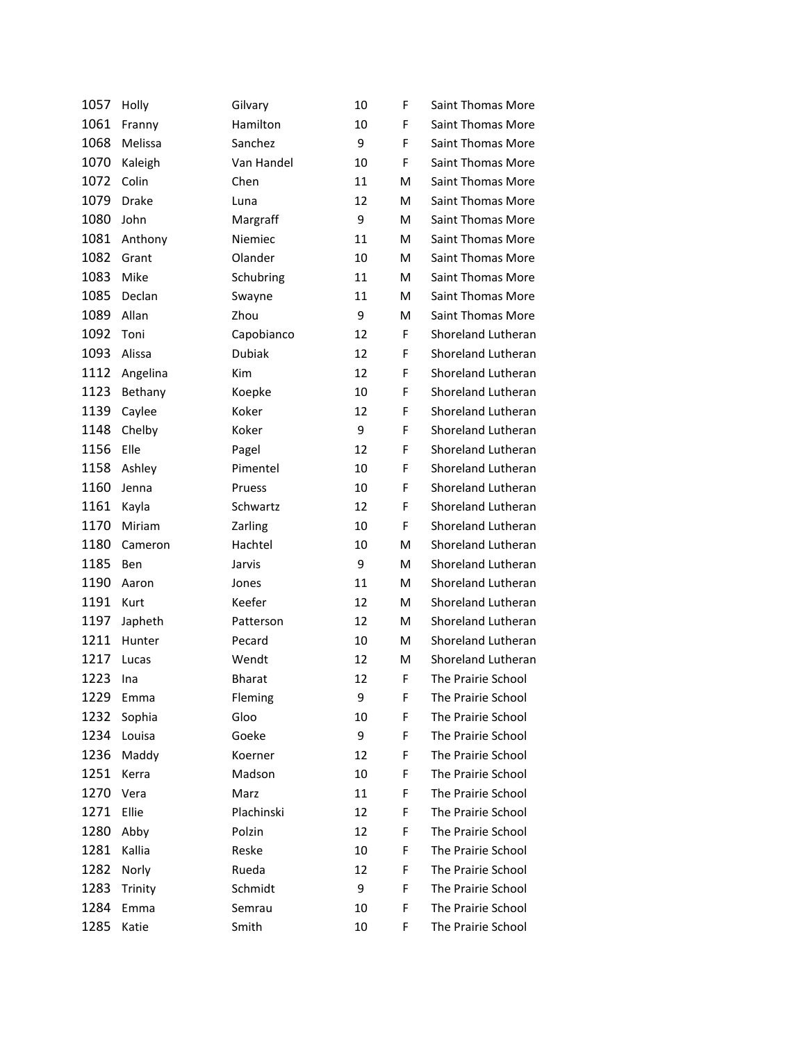| | | | | | |
|---|---|---|---|---|---|
| 1057 | Holly | Gilvary | 10 | F | Saint Thomas More |
| 1061 | Franny | Hamilton | 10 | F | Saint Thomas More |
| 1068 | Melissa | Sanchez | 9 | F | Saint Thomas More |
| 1070 | Kaleigh | Van Handel | 10 | F | Saint Thomas More |
| 1072 | Colin | Chen | 11 | M | Saint Thomas More |
| 1079 | Drake | Luna | 12 | M | Saint Thomas More |
| 1080 | John | Margraff | 9 | M | Saint Thomas More |
| 1081 | Anthony | Niemiec | 11 | M | Saint Thomas More |
| 1082 | Grant | Olander | 10 | M | Saint Thomas More |
| 1083 | Mike | Schubring | 11 | M | Saint Thomas More |
| 1085 | Declan | Swayne | 11 | M | Saint Thomas More |
| 1089 | Allan | Zhou | 9 | M | Saint Thomas More |
| 1092 | Toni | Capobianco | 12 | F | Shoreland Lutheran |
| 1093 | Alissa | Dubiak | 12 | F | Shoreland Lutheran |
| 1112 | Angelina | Kim | 12 | F | Shoreland Lutheran |
| 1123 | Bethany | Koepke | 10 | F | Shoreland Lutheran |
| 1139 | Caylee | Koker | 12 | F | Shoreland Lutheran |
| 1148 | Chelby | Koker | 9 | F | Shoreland Lutheran |
| 1156 | Elle | Pagel | 12 | F | Shoreland Lutheran |
| 1158 | Ashley | Pimentel | 10 | F | Shoreland Lutheran |
| 1160 | Jenna | Pruess | 10 | F | Shoreland Lutheran |
| 1161 | Kayla | Schwartz | 12 | F | Shoreland Lutheran |
| 1170 | Miriam | Zarling | 10 | F | Shoreland Lutheran |
| 1180 | Cameron | Hachtel | 10 | M | Shoreland Lutheran |
| 1185 | Ben | Jarvis | 9 | M | Shoreland Lutheran |
| 1190 | Aaron | Jones | 11 | M | Shoreland Lutheran |
| 1191 | Kurt | Keefer | 12 | M | Shoreland Lutheran |
| 1197 | Japheth | Patterson | 12 | M | Shoreland Lutheran |
| 1211 | Hunter | Pecard | 10 | M | Shoreland Lutheran |
| 1217 | Lucas | Wendt | 12 | M | Shoreland Lutheran |
| 1223 | Ina | Bharat | 12 | F | The Prairie School |
| 1229 | Emma | Fleming | 9 | F | The Prairie School |
| 1232 | Sophia | Gloo | 10 | F | The Prairie School |
| 1234 | Louisa | Goeke | 9 | F | The Prairie School |
| 1236 | Maddy | Koerner | 12 | F | The Prairie School |
| 1251 | Kerra | Madson | 10 | F | The Prairie School |
| 1270 | Vera | Marz | 11 | F | The Prairie School |
| 1271 | Ellie | Plachinski | 12 | F | The Prairie School |
| 1280 | Abby | Polzin | 12 | F | The Prairie School |
| 1281 | Kallia | Reske | 10 | F | The Prairie School |
| 1282 | Norly | Rueda | 12 | F | The Prairie School |
| 1283 | Trinity | Schmidt | 9 | F | The Prairie School |
| 1284 | Emma | Semrau | 10 | F | The Prairie School |
| 1285 | Katie | Smith | 10 | F | The Prairie School |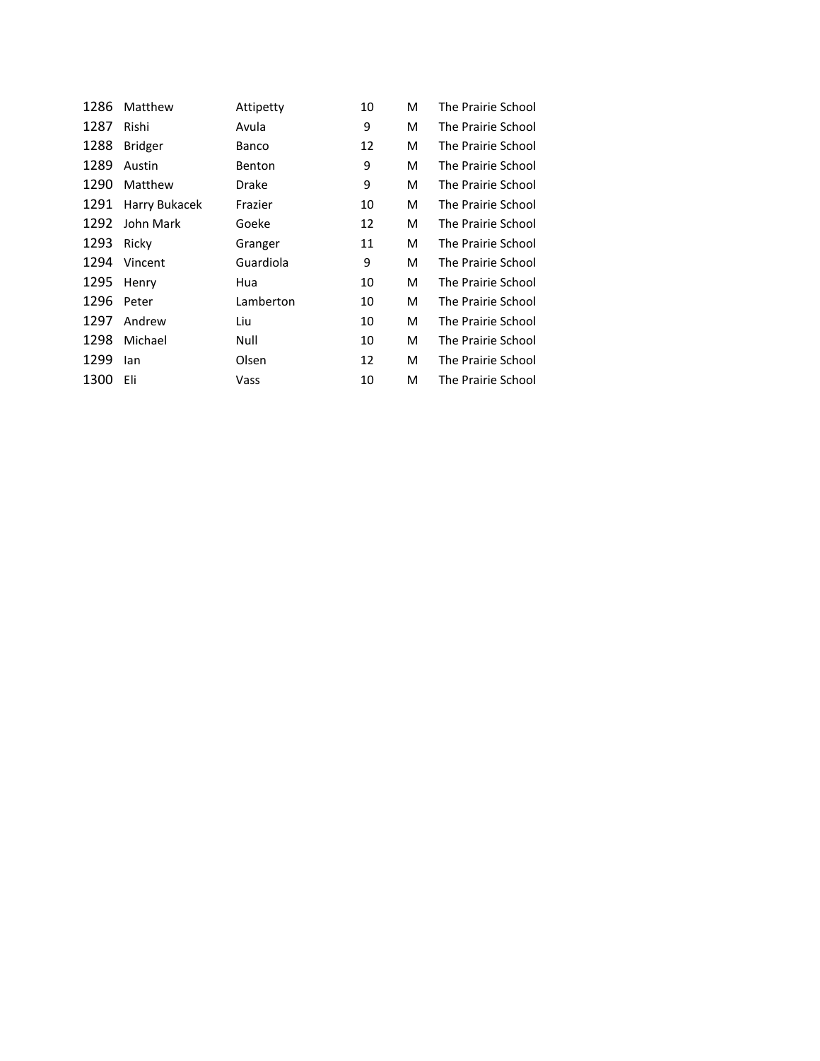| | | | | | |
|---|---|---|---|---|---|
| 1286 | Matthew | Attipetty | 10 | M | The Prairie School |
| 1287 | Rishi | Avula | 9 | M | The Prairie School |
| 1288 | Bridger | Banco | 12 | M | The Prairie School |
| 1289 | Austin | Benton | 9 | M | The Prairie School |
| 1290 | Matthew | Drake | 9 | M | The Prairie School |
| 1291 | Harry Bukacek | Frazier | 10 | M | The Prairie School |
| 1292 | John Mark | Goeke | 12 | M | The Prairie School |
| 1293 | Ricky | Granger | 11 | M | The Prairie School |
| 1294 | Vincent | Guardiola | 9 | M | The Prairie School |
| 1295 | Henry | Hua | 10 | M | The Prairie School |
| 1296 | Peter | Lamberton | 10 | M | The Prairie School |
| 1297 | Andrew | Liu | 10 | M | The Prairie School |
| 1298 | Michael | Null | 10 | M | The Prairie School |
| 1299 | Ian | Olsen | 12 | M | The Prairie School |
| 1300 | Eli | Vass | 10 | M | The Prairie School |